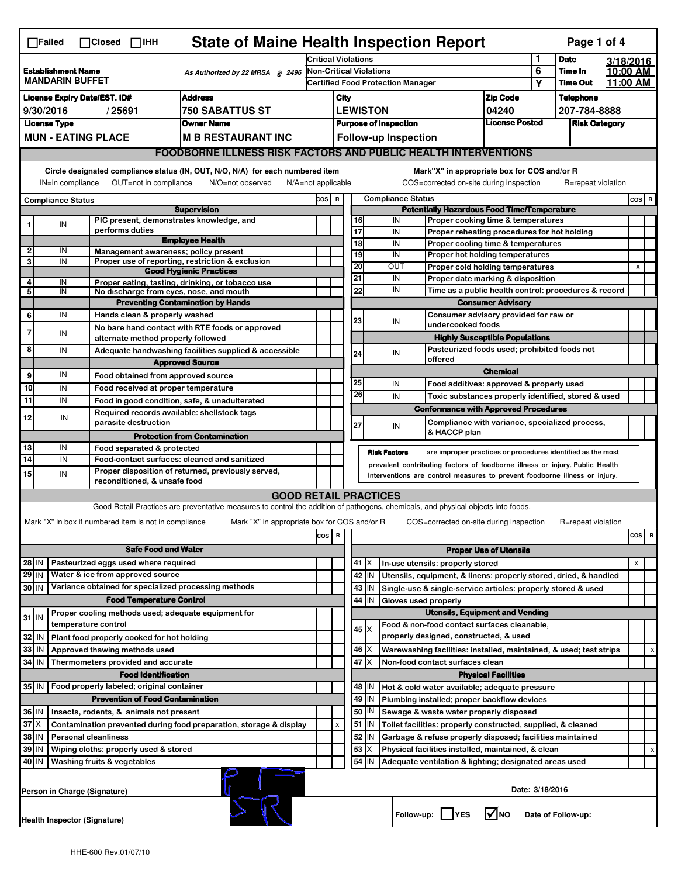# State of Maine Health Inspection Report

☐Failed ☐Closed ☐IHH

| Establishment Name | As Authorized by 22 MRSA § 2496 | | | |
|---|---|---|---|---|
| MANDARIN BUFFET | | | | |

| Critical Violations | 1 |
|---|---|
| Non-Critical Violations | 6 |
| Certified Food Protection Manager | Y |

| Date | 3/18/2016 |
|---|---|
| Time In | 10:00 AM |
| Time Out | 11:00 AM |

| License Expiry Date/EST. ID# | Address | City | Zip Code | Telephone |
|---|---|---|---|---|
| 9/30/2016 / 25691 | 750 SABATTUS ST | LEWISTON | 04240 | 207-784-8888 |

| License Type | Owner Name | Purpose of Inspection | License Posted | Risk Category |
|---|---|---|---|---|
| MUN - EATING PLACE | M B RESTAURANT INC | Follow-up Inspection | | |

## FOODBORNE ILLNESS RISK FACTORS AND PUBLIC HEALTH INTERVENTIONS

Circle designated compliance status (IN, OUT, N/O, N/A) for each numbered item
IN=in compliance OUT=not in compliance N/O=not observed N/A=not applicable

Mark"X" in appropriate box for COS and/or R
COS=corrected on-site during inspection R=repeat violation

| # | Compliance Status | Item | COS | R |
|---|---|---|---|---|
| | | **Supervision** | | |
| 1 | IN | PIC present, demonstrates knowledge, and performs duties | | |
| | | **Employee Health** | | |
| 2 | IN | Management awareness; policy present | | |
| 3 | IN | Proper use of reporting, restriction & exclusion | | |
| | | **Good Hygienic Practices** | | |
| 4 | IN | Proper eating, tasting, drinking, or tobacco use | | |
| 5 | IN | No discharge from eyes, nose, and mouth | | |
| | | **Preventing Contamination by Hands** | | |
| 6 | IN | Hands clean & properly washed | | |
| 7 | IN | No bare hand contact with RTE foods or approved alternate method properly followed | | |
| 8 | IN | Adequate handwashing facilities supplied & accessible | | |
| | | **Approved Source** | | |
| 9 | IN | Food obtained from approved source | | |
| 10 | IN | Food received at proper temperature | | |
| 11 | IN | Food in good condition, safe, & unadulterated | | |
| 12 | IN | Required records available: shellstock tags parasite destruction | | |
| | | **Protection from Contamination** | | |
| 13 | IN | Food separated & protected | | |
| 14 | IN | Food-contact surfaces: cleaned and sanitized | | |
| 15 | IN | Proper disposition of returned, previously served, reconditioned, & unsafe food | | |
| | | **Potentially Hazardous Food Time/Temperature** | | |
| 16 | IN | Proper cooking time & temperatures | | |
| 17 | IN | Proper reheating procedures for hot holding | | |
| 18 | IN | Proper cooling time & temperatures | | |
| 19 | IN | Proper hot holding temperatures | | |
| 20 | OUT | Proper cold holding temperatures | | x |
| 21 | IN | Proper date marking & disposition | | |
| 22 | IN | Time as a public health control: procedures & record | | |
| | | **Consumer Advisory** | | |
| 23 | IN | Consumer advisory provided for raw or undercooked foods | | |
| | | **Highly Susceptible Populations** | | |
| 24 | IN | Pasteurized foods used; prohibited foods not offered | | |
| | | **Chemical** | | |
| 25 | IN | Food additives: approved & properly used | | |
| 26 | IN | Toxic substances properly identified, stored & used | | |
| | | **Conformance with Approved Procedures** | | |
| 27 | IN | Compliance with variance, specialized process, & HACCP plan | | |

**Risk Factors** are improper practices or procedures identified as the most prevalent contributing factors of foodborne illness or injury. Public Health Interventions are control measures to prevent foodborne illness or injury.

## GOOD RETAIL PRACTICES

Good Retail Practices are preventative measures to control the addition of pathogens, chemicals, and physical objects into foods.

Mark "X" in box if numbered item is not in compliance Mark "X" in appropriate box for COS and/or R COS=corrected on-site during inspection R=repeat violation

| # | Status | Item | COS | R |
|---|---|---|---|---|
| | | **Safe Food and Water** | | |
| 28 | IN | Pasteurized eggs used where required | | |
| 29 | IN | Water & ice from approved source | | |
| 30 | IN | Variance obtained for specialized processing methods | | |
| | | **Food Temperature Control** | | |
| 31 | IN | Proper cooling methods used; adequate equipment for temperature control | | |
| 32 | IN | Plant food properly cooked for hot holding | | |
| 33 | IN | Approved thawing methods used | | |
| 34 | IN | Thermometers provided and accurate | | |
| | | **Food Identification** | | |
| 35 | IN | Food properly labeled; original container | | |
| | | **Prevention of Food Contamination** | | |
| 36 | IN | Insects, rodents, & animals not present | | |
| 37 | X | Contamination prevented during food preparation, storage & display | | x |
| 38 | IN | Personal cleanliness | | |
| 39 | IN | Wiping cloths: properly used & stored | | |
| 40 | IN | Washing fruits & vegetables | | |
| | | **Proper Use of Utensils** | | |
| 41 | X | In-use utensils: properly stored | x | |
| 42 | IN | Utensils, equipment, & linens: properly stored, dried, & handled | | |
| 43 | IN | Single-use & single-service articles: properly stored & used | | |
| 44 | IN | Gloves used properly | | |
| | | **Utensils, Equipment and Vending** | | |
| 45 | X | Food & non-food contact surfaces cleanable, properly designed, constructed, & used | | |
| 46 | X | Warewashing facilities: installed, maintained, & used; test strips | | x |
| 47 | X | Non-food contact surfaces clean | | |
| | | **Physical Facilities** | | |
| 48 | IN | Hot & cold water available; adequate pressure | | |
| 49 | IN | Plumbing installed; proper backflow devices | | |
| 50 | IN | Sewage & waste water properly disposed | | |
| 51 | IN | Toilet facilities: properly constructed, supplied, & cleaned | | |
| 52 | IN | Garbage & refuse properly disposed; facilities maintained | | |
| 53 | X | Physical facilities installed, maintained, & clean | | x |
| 54 | IN | Adequate ventilation & lighting; designated areas used | | |

Person in Charge (Signature) Date: 3/18/2016

Health Inspector (Signature) Follow-up: ☐YES ☑NO Date of Follow-up:

HHE-600 Rev.01/07/10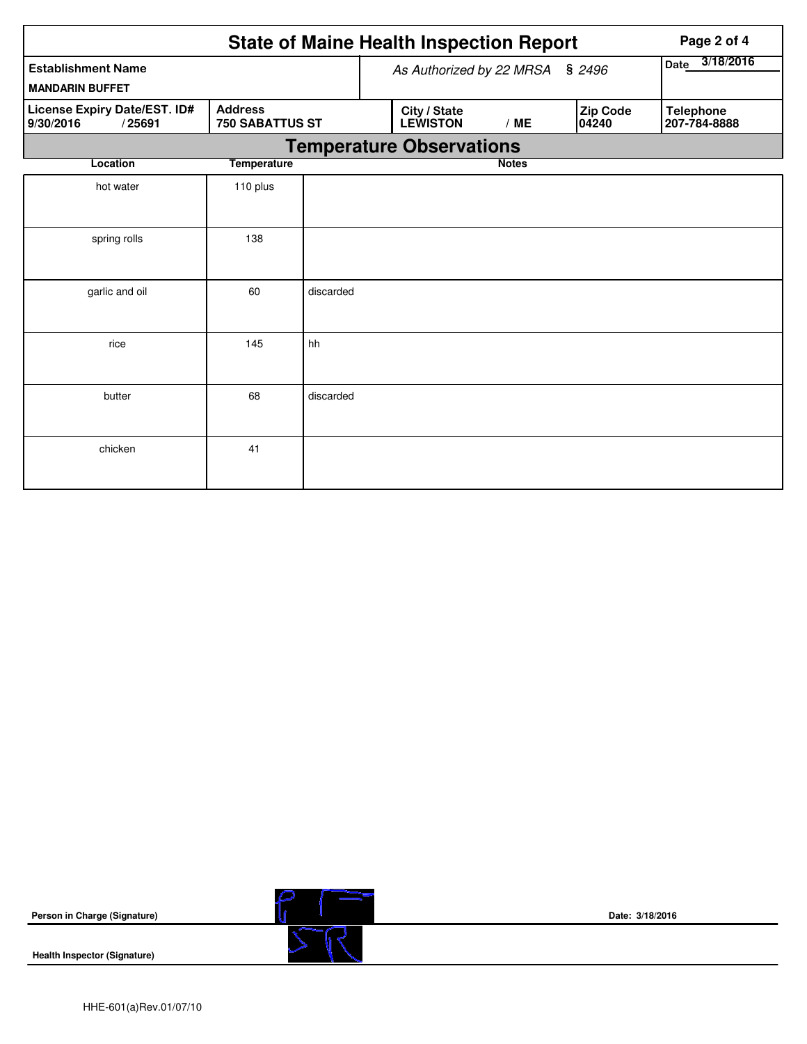# State of Maine Health Inspection Report

| Establishment Name | As Authorized by 22 MRSA § 2496 | Date 3/18/2016 |
|---|---|---|
| MANDARIN BUFFET | | |

| License Expiry Date/EST. ID# | Address | City / State | Zip Code | Telephone |
|---|---|---|---|---|
| 9/30/2016 / 25691 | 750 SABATTUS ST | LEWISTON / ME | 04240 | 207-784-8888 |

## Temperature Observations

| Location | Temperature | Notes |
|---|---|---|
| hot water | 110 plus | |
| spring rolls | 138 | |
| garlic and oil | 60 | discarded |
| rice | 145 | hh |
| butter | 68 | discarded |
| chicken | 41 | |

**Person in Charge (Signature)** Date: 3/18/2016

**Health Inspector (Signature)**

HHE-601(a)Rev.01/07/10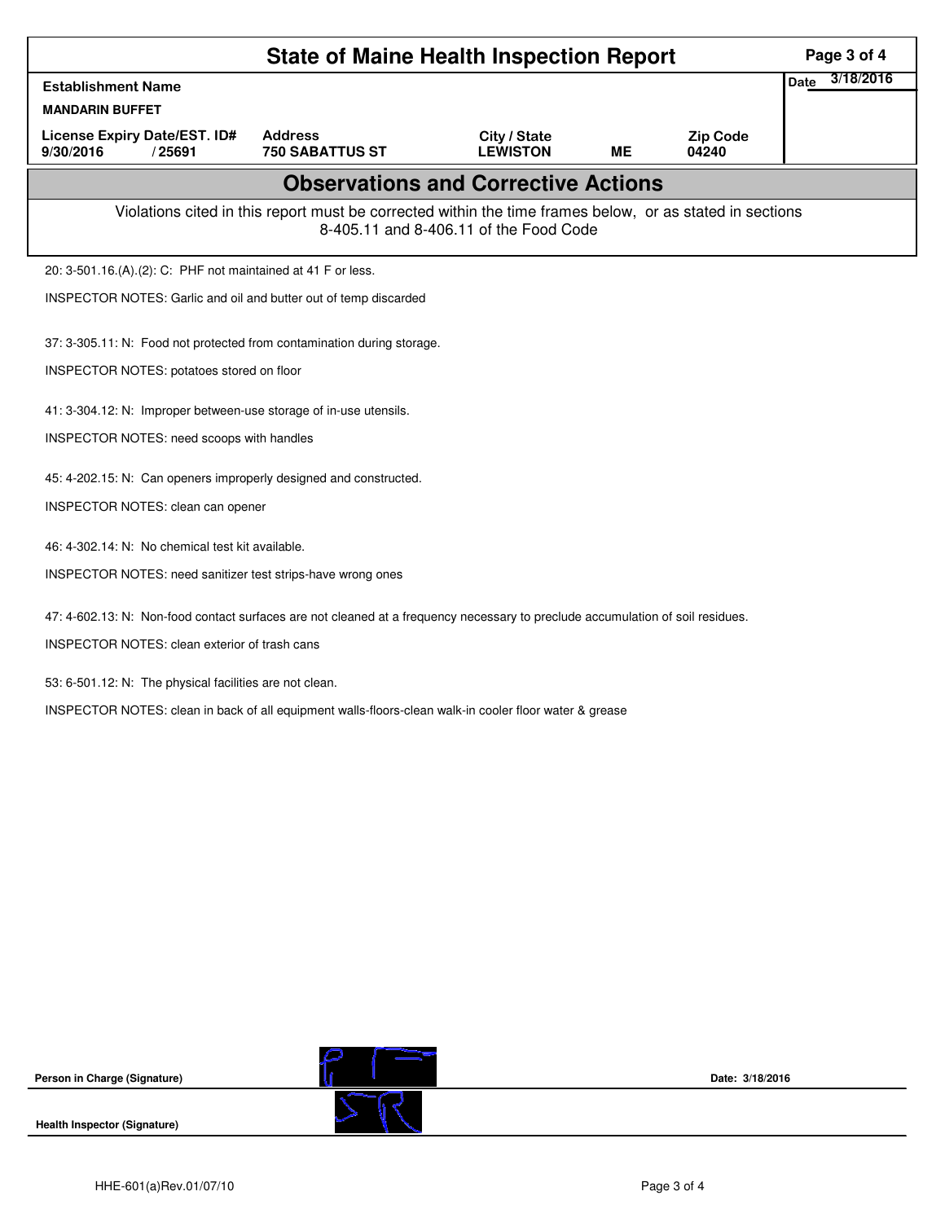# State of Maine Health Inspection Report

| Establishment Name | | | | | Date 3/18/2016 |
|---|---|---|---|---|---|
| MANDARIN BUFFET | | | | | |
| License Expiry Date/EST. ID# | Address | City / State | | Zip Code | |
| 9/30/2016 / 25691 | 750 SABATTUS ST | LEWISTON | ME | 04240 | |

## Observations and Corrective Actions

Violations cited in this report must be corrected within the time frames below, or as stated in sections 8-405.11 and 8-406.11 of the Food Code

20: 3-501.16.(A).(2): C: PHF not maintained at 41 F or less.

INSPECTOR NOTES: Garlic and oil and butter out of temp discarded

37: 3-305.11: N: Food not protected from contamination during storage.

INSPECTOR NOTES: potatoes stored on floor

41: 3-304.12: N: Improper between-use storage of in-use utensils.

INSPECTOR NOTES: need scoops with handles

45: 4-202.15: N: Can openers improperly designed and constructed.

INSPECTOR NOTES: clean can opener

46: 4-302.14: N: No chemical test kit available.

INSPECTOR NOTES: need sanitizer test strips-have wrong ones

47: 4-602.13: N: Non-food contact surfaces are not cleaned at a frequency necessary to preclude accumulation of soil residues.

INSPECTOR NOTES: clean exterior of trash cans

53: 6-501.12: N: The physical facilities are not clean.

INSPECTOR NOTES: clean in back of all equipment walls-floors-clean walk-in cooler floor water & grease

**Person in Charge (Signature)** Date: 3/18/2016

**Health Inspector (Signature)**

HHE-601(a)Rev.01/07/10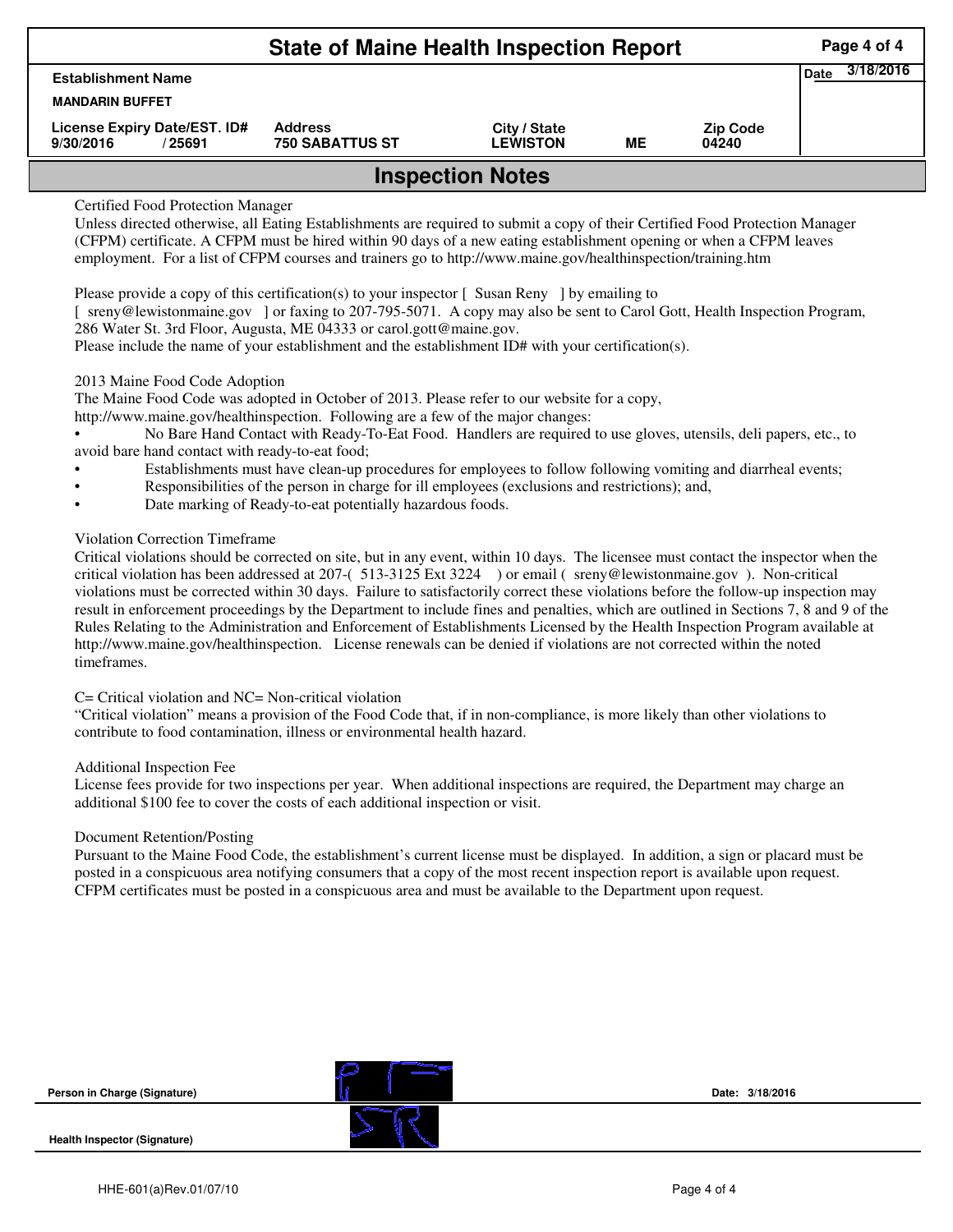# State of Maine Health Inspection Report

| Establishment Name | | | | | Date 3/18/2016 |
|---|---|---|---|---|---|
| MANDARIN BUFFET | | | | | |
| License Expiry Date/EST. ID# | Address | City / State | | Zip Code | |
| 9/30/2016 / 25691 | 750 SABATTUS ST | LEWISTON | ME | 04240 | |

## Inspection Notes

Certified Food Protection Manager

Unless directed otherwise, all Eating Establishments are required to submit a copy of their Certified Food Protection Manager (CFPM) certificate. A CFPM must be hired within 90 days of a new eating establishment opening or when a CFPM leaves employment. For a list of CFPM courses and trainers go to http://www.maine.gov/healthinspection/training.htm

Please provide a copy of this certification(s) to your inspector [ Susan Reny ] by emailing to [ sreny@lewistonmaine.gov ] or faxing to 207-795-5071. A copy may also be sent to Carol Gott, Health Inspection Program, 286 Water St. 3rd Floor, Augusta, ME 04333 or carol.gott@maine.gov.

Please include the name of your establishment and the establishment ID# with your certification(s).

2013 Maine Food Code Adoption

The Maine Food Code was adopted in October of 2013. Please refer to our website for a copy, http://www.maine.gov/healthinspection. Following are a few of the major changes:

- No Bare Hand Contact with Ready-To-Eat Food. Handlers are required to use gloves, utensils, deli papers, etc., to avoid bare hand contact with ready-to-eat food;
- Establishments must have clean-up procedures for employees to follow following vomiting and diarrheal events;
- Responsibilities of the person in charge for ill employees (exclusions and restrictions); and,
- Date marking of Ready-to-eat potentially hazardous foods.

Violation Correction Timeframe

Critical violations should be corrected on site, but in any event, within 10 days. The licensee must contact the inspector when the critical violation has been addressed at 207-( 513-3125 Ext 3224 ) or email ( sreny@lewistonmaine.gov ). Non-critical violations must be corrected within 30 days. Failure to satisfactorily correct these violations before the follow-up inspection may result in enforcement proceedings by the Department to include fines and penalties, which are outlined in Sections 7, 8 and 9 of the Rules Relating to the Administration and Enforcement of Establishments Licensed by the Health Inspection Program available at http://www.maine.gov/healthinspection. License renewals can be denied if violations are not corrected within the noted timeframes.

C= Critical violation and NC= Non-critical violation

"Critical violation" means a provision of the Food Code that, if in non-compliance, is more likely than other violations to contribute to food contamination, illness or environmental health hazard.

Additional Inspection Fee

License fees provide for two inspections per year. When additional inspections are required, the Department may charge an additional $100 fee to cover the costs of each additional inspection or visit.

Document Retention/Posting

Pursuant to the Maine Food Code, the establishment's current license must be displayed. In addition, a sign or placard must be posted in a conspicuous area notifying consumers that a copy of the most recent inspection report is available upon request. CFPM certificates must be posted in a conspicuous area and must be available to the Department upon request.

**Person in Charge (Signature)** Date: 3/18/2016

**Health Inspector (Signature)**

HHE-601(a)Rev.01/07/10